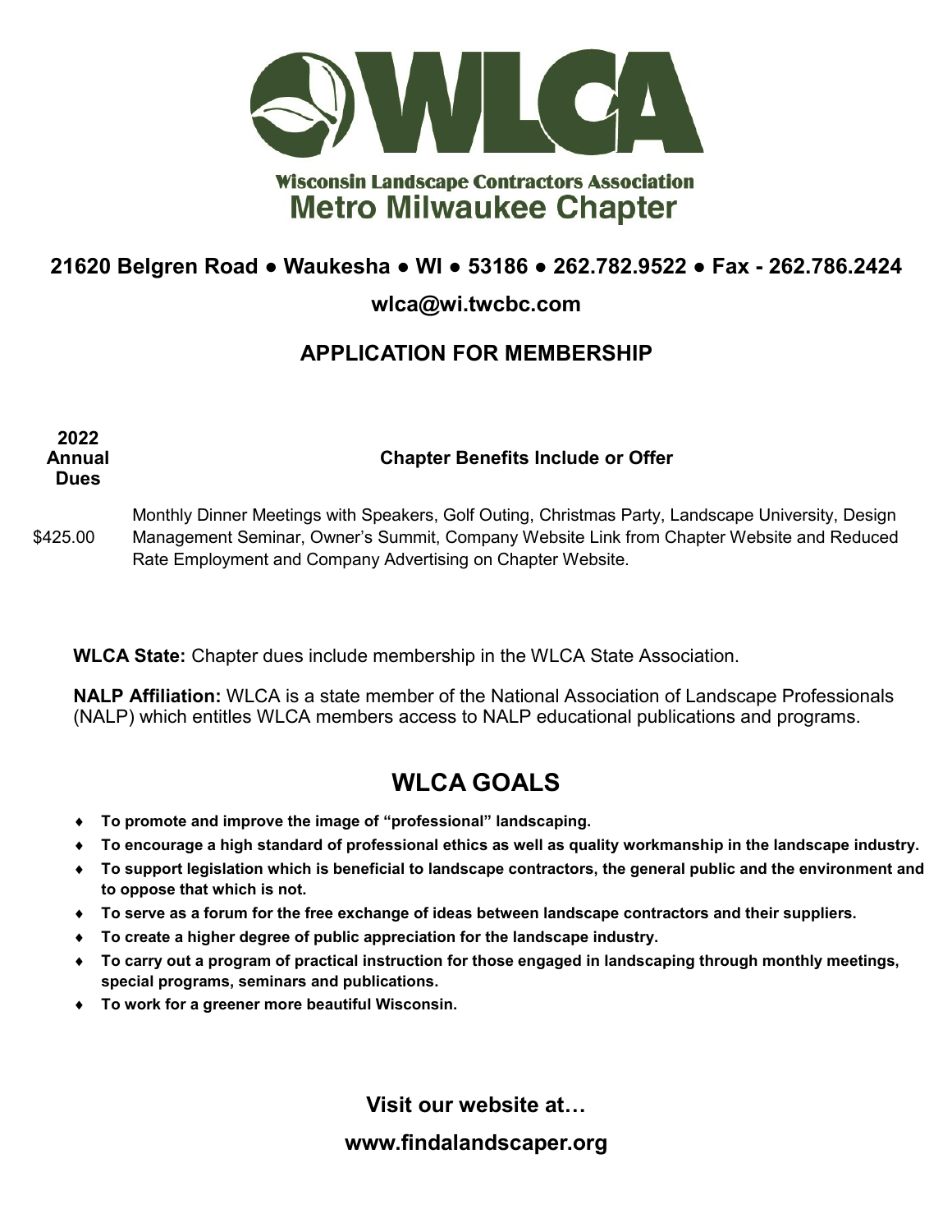# WLCA

**Wisconsin Landscape Contractors Association**

## Metro Milwaukee Chapter

**21620 Belgren Road ● Waukesha ● WI ● 53186 ● 262.782.9522 ● Fax - 262.786.2424**

**wlca@wi.twcbc.com**

## APPLICATION FOR MEMBERSHIP

| 2022 Annual Dues | Chapter Benefits Include or Offer |
| --- | --- |
| $425.00 | Monthly Dinner Meetings with Speakers, Golf Outing, Christmas Party, Landscape University, Design Management Seminar, Owner's Summit, Company Website Link from Chapter Website and Reduced Rate Employment and Company Advertising on Chapter Website. |

**WLCA State:** Chapter dues include membership in the WLCA State Association.

**NALP Affiliation:** WLCA is a state member of the National Association of Landscape Professionals (NALP) which entitles WLCA members access to NALP educational publications and programs.

## WLCA GOALS

- **To promote and improve the image of "professional" landscaping.**
- **To encourage a high standard of professional ethics as well as quality workmanship in the landscape industry.**
- **To support legislation which is beneficial to landscape contractors, the general public and the environment and to oppose that which is not.**
- **To serve as a forum for the free exchange of ideas between landscape contractors and their suppliers.**
- **To create a higher degree of public appreciation for the landscape industry.**
- **To carry out a program of practical instruction for those engaged in landscaping through monthly meetings, special programs, seminars and publications.**
- **To work for a greener more beautiful Wisconsin.**

**Visit our website at…**

**www.findalandscaper.org**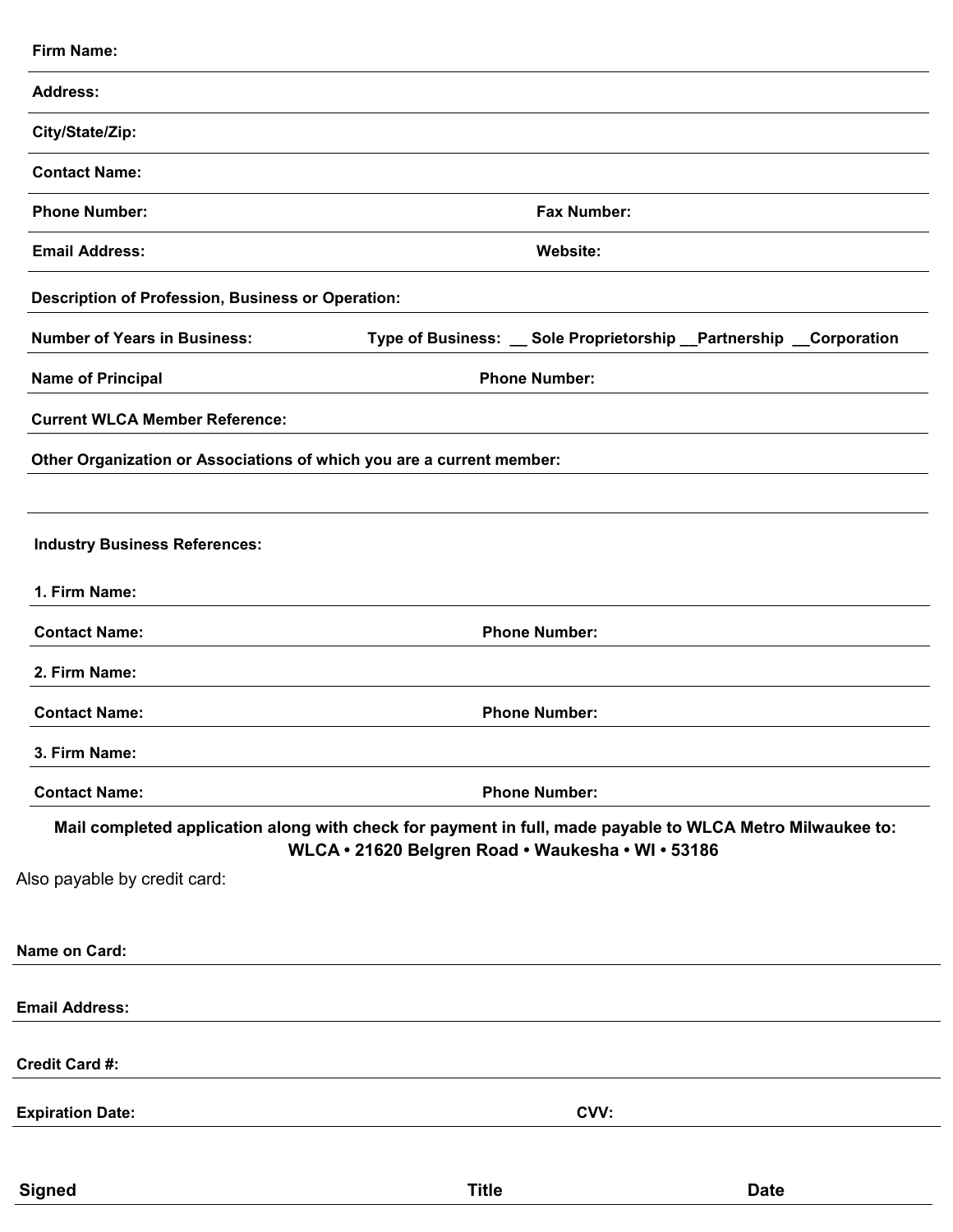**Firm Name:**

**Address:**

**City/State/Zip:**

**Contact Name:**

**Phone Number:** **Fax Number:**

**Email Address:** **Website:**

**Description of Profession, Business or Operation:**

**Number of Years in Business:** **Type of Business: __ Sole Proprietorship __Partnership __Corporation**

**Name of Principal** **Phone Number:**

**Current WLCA Member Reference:**

**Other Organization or Associations of which you are a current member:**

**Industry Business References:**

**1. Firm Name:**

**Contact Name:** **Phone Number:**

**2. Firm Name:**

**Contact Name:** **Phone Number:**

**3. Firm Name:**

**Contact Name:** **Phone Number:**

**Mail completed application along with check for payment in full, made payable to WLCA Metro Milwaukee to:**
**WLCA • 21620 Belgren Road • Waukesha • WI • 53186**

Also payable by credit card:

**Name on Card:**

**Email Address:**

**Credit Card #:**

**Expiration Date:** **CVV:**

**Signed** **Title** **Date**